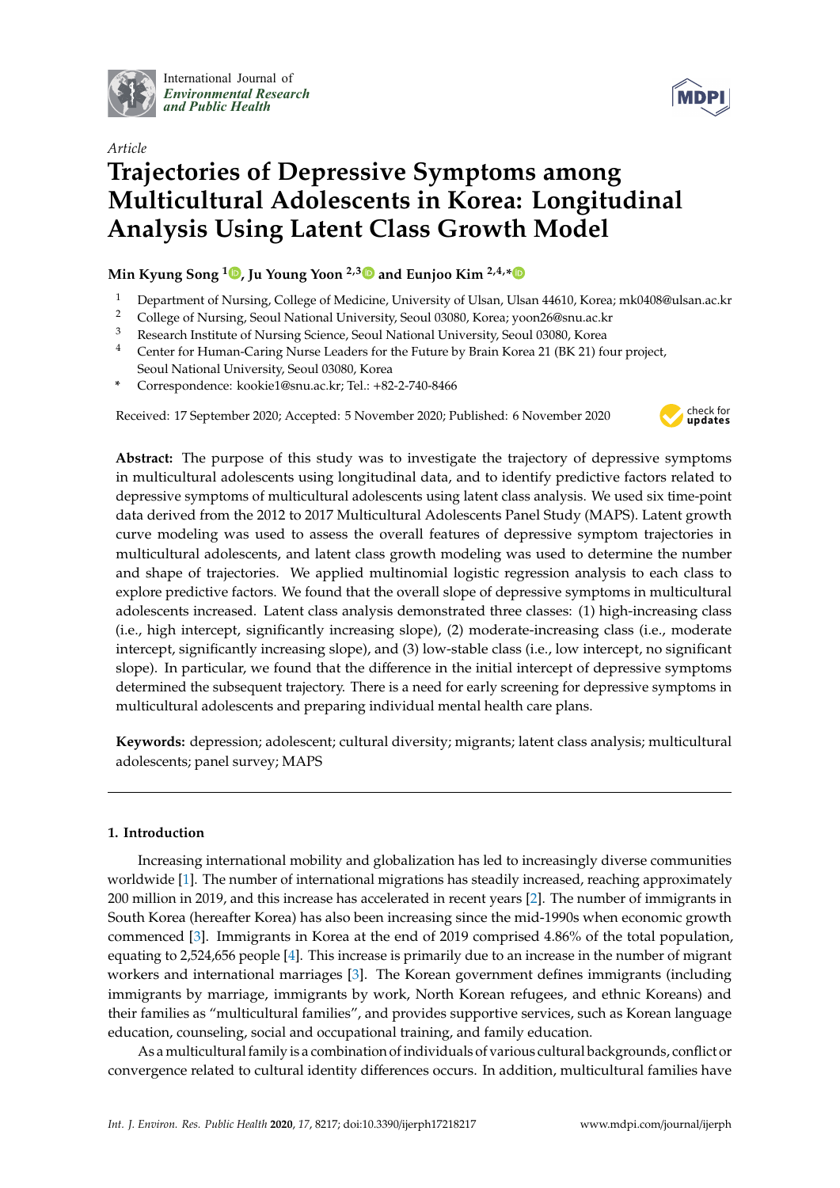*Article*

# Trajectories of Depressive Symptoms among Multicultural Adolescents in Korea: Longitudinal Analysis Using Latent Class Growth Model

**Min Kyung Song [1], Ju Young Yoon [2,3] and Eunjoo Kim [2,4,*]**

1. Department of Nursing, College of Medicine, University of Ulsan, Ulsan 44610, Korea; mk0408@ulsan.ac.kr
2. College of Nursing, Seoul National University, Seoul 03080, Korea; yoon26@snu.ac.kr
3. Research Institute of Nursing Science, Seoul National University, Seoul 03080, Korea
4. Center for Human-Caring Nurse Leaders for the Future by Brain Korea 21 (BK 21) four project, Seoul National University, Seoul 03080, Korea

\* Correspondence: kookie1@snu.ac.kr; Tel.: +82-2-740-8466

Received: 17 September 2020; Accepted: 5 November 2020; Published: 6 November 2020

**Abstract:** The purpose of this study was to investigate the trajectory of depressive symptoms in multicultural adolescents using longitudinal data, and to identify predictive factors related to depressive symptoms of multicultural adolescents using latent class analysis. We used six time-point data derived from the 2012 to 2017 Multicultural Adolescents Panel Study (MAPS). Latent growth curve modeling was used to assess the overall features of depressive symptom trajectories in multicultural adolescents, and latent class growth modeling was used to determine the number and shape of trajectories. We applied multinomial logistic regression analysis to each class to explore predictive factors. We found that the overall slope of depressive symptoms in multicultural adolescents increased. Latent class analysis demonstrated three classes: (1) high-increasing class (i.e., high intercept, significantly increasing slope), (2) moderate-increasing class (i.e., moderate intercept, significantly increasing slope), and (3) low-stable class (i.e., low intercept, no significant slope). In particular, we found that the difference in the initial intercept of depressive symptoms determined the subsequent trajectory. There is a need for early screening for depressive symptoms in multicultural adolescents and preparing individual mental health care plans.

**Keywords:** depression; adolescent; cultural diversity; migrants; latent class analysis; multicultural adolescents; panel survey; MAPS

## 1. Introduction

Increasing international mobility and globalization has led to increasingly diverse communities worldwide [1]. The number of international migrations has steadily increased, reaching approximately 200 million in 2019, and this increase has accelerated in recent years [2]. The number of immigrants in South Korea (hereafter Korea) has also been increasing since the mid-1990s when economic growth commenced [3]. Immigrants in Korea at the end of 2019 comprised 4.86% of the total population, equating to 2,524,656 people [4]. This increase is primarily due to an increase in the number of migrant workers and international marriages [3]. The Korean government defines immigrants (including immigrants by marriage, immigrants by work, North Korean refugees, and ethnic Koreans) and their families as "multicultural families", and provides supportive services, such as Korean language education, counseling, social and occupational training, and family education.

As a multicultural family is a combination of individuals of various cultural backgrounds, conflict or convergence related to cultural identity differences occurs. In addition, multicultural families have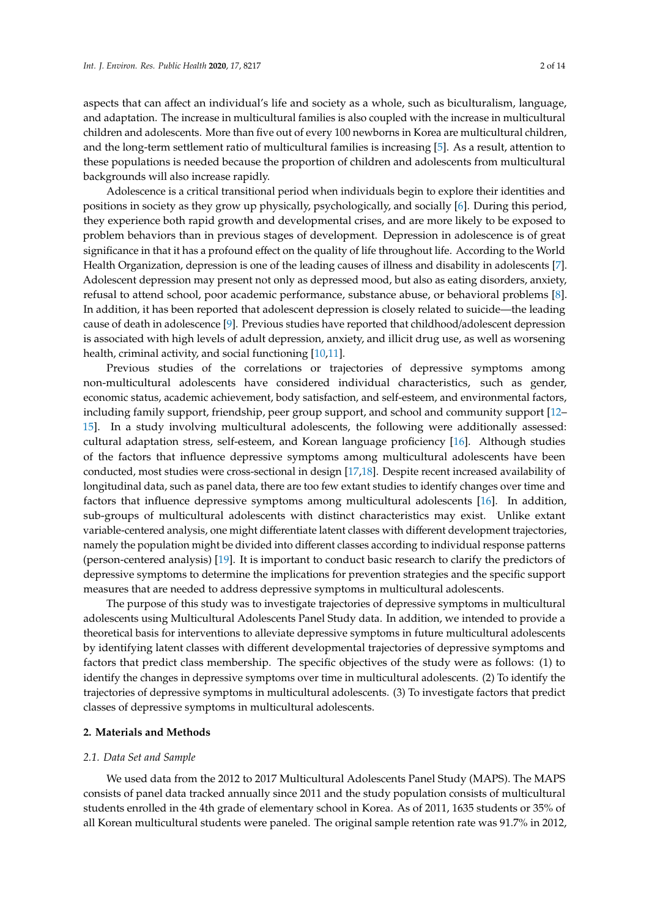aspects that can affect an individual's life and society as a whole, such as biculturalism, language, and adaptation. The increase in multicultural families is also coupled with the increase in multicultural children and adolescents. More than five out of every 100 newborns in Korea are multicultural children, and the long-term settlement ratio of multicultural families is increasing [5]. As a result, attention to these populations is needed because the proportion of children and adolescents from multicultural backgrounds will also increase rapidly.

Adolescence is a critical transitional period when individuals begin to explore their identities and positions in society as they grow up physically, psychologically, and socially [6]. During this period, they experience both rapid growth and developmental crises, and are more likely to be exposed to problem behaviors than in previous stages of development. Depression in adolescence is of great significance in that it has a profound effect on the quality of life throughout life. According to the World Health Organization, depression is one of the leading causes of illness and disability in adolescents [7]. Adolescent depression may present not only as depressed mood, but also as eating disorders, anxiety, refusal to attend school, poor academic performance, substance abuse, or behavioral problems [8]. In addition, it has been reported that adolescent depression is closely related to suicide—the leading cause of death in adolescence [9]. Previous studies have reported that childhood/adolescent depression is associated with high levels of adult depression, anxiety, and illicit drug use, as well as worsening health, criminal activity, and social functioning [10,11].

Previous studies of the correlations or trajectories of depressive symptoms among non-multicultural adolescents have considered individual characteristics, such as gender, economic status, academic achievement, body satisfaction, and self-esteem, and environmental factors, including family support, friendship, peer group support, and school and community support [12–15]. In a study involving multicultural adolescents, the following were additionally assessed: cultural adaptation stress, self-esteem, and Korean language proficiency [16]. Although studies of the factors that influence depressive symptoms among multicultural adolescents have been conducted, most studies were cross-sectional in design [17,18]. Despite recent increased availability of longitudinal data, such as panel data, there are too few extant studies to identify changes over time and factors that influence depressive symptoms among multicultural adolescents [16]. In addition, sub-groups of multicultural adolescents with distinct characteristics may exist. Unlike extant variable-centered analysis, one might differentiate latent classes with different development trajectories, namely the population might be divided into different classes according to individual response patterns (person-centered analysis) [19]. It is important to conduct basic research to clarify the predictors of depressive symptoms to determine the implications for prevention strategies and the specific support measures that are needed to address depressive symptoms in multicultural adolescents.

The purpose of this study was to investigate trajectories of depressive symptoms in multicultural adolescents using Multicultural Adolescents Panel Study data. In addition, we intended to provide a theoretical basis for interventions to alleviate depressive symptoms in future multicultural adolescents by identifying latent classes with different developmental trajectories of depressive symptoms and factors that predict class membership. The specific objectives of the study were as follows: (1) to identify the changes in depressive symptoms over time in multicultural adolescents. (2) To identify the trajectories of depressive symptoms in multicultural adolescents. (3) To investigate factors that predict classes of depressive symptoms in multicultural adolescents.

## 2. Materials and Methods

### *2.1. Data Set and Sample*

We used data from the 2012 to 2017 Multicultural Adolescents Panel Study (MAPS). The MAPS consists of panel data tracked annually since 2011 and the study population consists of multicultural students enrolled in the 4th grade of elementary school in Korea. As of 2011, 1635 students or 35% of all Korean multicultural students were paneled. The original sample retention rate was 91.7% in 2012,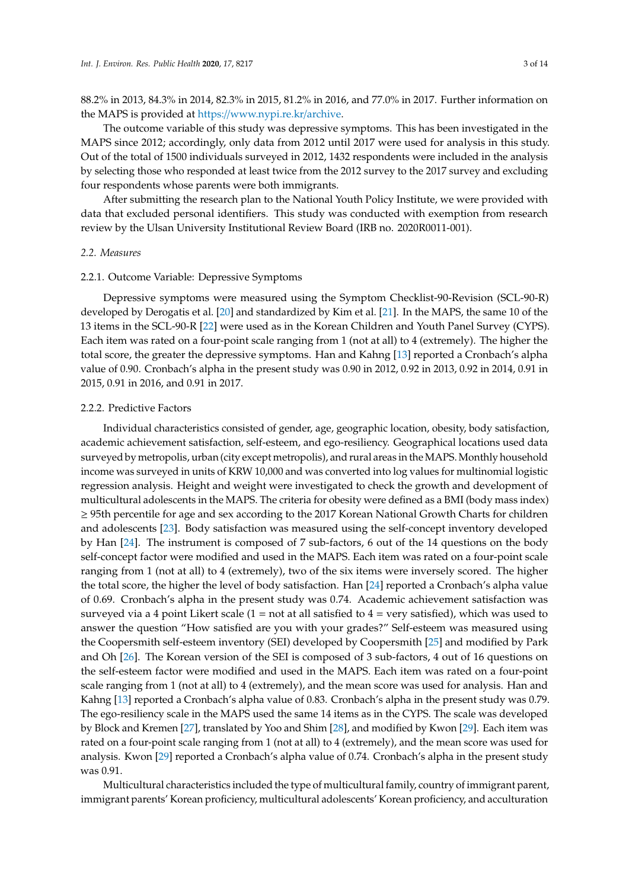88.2% in 2013, 84.3% in 2014, 82.3% in 2015, 81.2% in 2016, and 77.0% in 2017. Further information on the MAPS is provided at https://www.nypi.re.kr/archive.

The outcome variable of this study was depressive symptoms. This has been investigated in the MAPS since 2012; accordingly, only data from 2012 until 2017 were used for analysis in this study. Out of the total of 1500 individuals surveyed in 2012, 1432 respondents were included in the analysis by selecting those who responded at least twice from the 2012 survey to the 2017 survey and excluding four respondents whose parents were both immigrants.

After submitting the research plan to the National Youth Policy Institute, we were provided with data that excluded personal identifiers. This study was conducted with exemption from research review by the Ulsan University Institutional Review Board (IRB no. 2020R0011-001).

### 2.2. Measures

#### 2.2.1. Outcome Variable: Depressive Symptoms

Depressive symptoms were measured using the Symptom Checklist-90-Revision (SCL-90-R) developed by Derogatis et al. [20] and standardized by Kim et al. [21]. In the MAPS, the same 10 of the 13 items in the SCL-90-R [22] were used as in the Korean Children and Youth Panel Survey (CYPS). Each item was rated on a four-point scale ranging from 1 (not at all) to 4 (extremely). The higher the total score, the greater the depressive symptoms. Han and Kahng [13] reported a Cronbach's alpha value of 0.90. Cronbach's alpha in the present study was 0.90 in 2012, 0.92 in 2013, 0.92 in 2014, 0.91 in 2015, 0.91 in 2016, and 0.91 in 2017.

#### 2.2.2. Predictive Factors

Individual characteristics consisted of gender, age, geographic location, obesity, body satisfaction, academic achievement satisfaction, self-esteem, and ego-resiliency. Geographical locations used data surveyed by metropolis, urban (city except metropolis), and rural areas in the MAPS. Monthly household income was surveyed in units of KRW 10,000 and was converted into log values for multinomial logistic regression analysis. Height and weight were investigated to check the growth and development of multicultural adolescents in the MAPS. The criteria for obesity were defined as a BMI (body mass index) ≥ 95th percentile for age and sex according to the 2017 Korean National Growth Charts for children and adolescents [23]. Body satisfaction was measured using the self-concept inventory developed by Han [24]. The instrument is composed of 7 sub-factors, 6 out of the 14 questions on the body self-concept factor were modified and used in the MAPS. Each item was rated on a four-point scale ranging from 1 (not at all) to 4 (extremely), two of the six items were inversely scored. The higher the total score, the higher the level of body satisfaction. Han [24] reported a Cronbach's alpha value of 0.69. Cronbach's alpha in the present study was 0.74. Academic achievement satisfaction was surveyed via a 4 point Likert scale (1 = not at all satisfied to 4 = very satisfied), which was used to answer the question "How satisfied are you with your grades?" Self-esteem was measured using the Coopersmith self-esteem inventory (SEI) developed by Coopersmith [25] and modified by Park and Oh [26]. The Korean version of the SEI is composed of 3 sub-factors, 4 out of 16 questions on the self-esteem factor were modified and used in the MAPS. Each item was rated on a four-point scale ranging from 1 (not at all) to 4 (extremely), and the mean score was used for analysis. Han and Kahng [13] reported a Cronbach's alpha value of 0.83. Cronbach's alpha in the present study was 0.79. The ego-resiliency scale in the MAPS used the same 14 items as in the CYPS. The scale was developed by Block and Kremen [27], translated by Yoo and Shim [28], and modified by Kwon [29]. Each item was rated on a four-point scale ranging from 1 (not at all) to 4 (extremely), and the mean score was used for analysis. Kwon [29] reported a Cronbach's alpha value of 0.74. Cronbach's alpha in the present study was 0.91.

Multicultural characteristics included the type of multicultural family, country of immigrant parent, immigrant parents' Korean proficiency, multicultural adolescents' Korean proficiency, and acculturation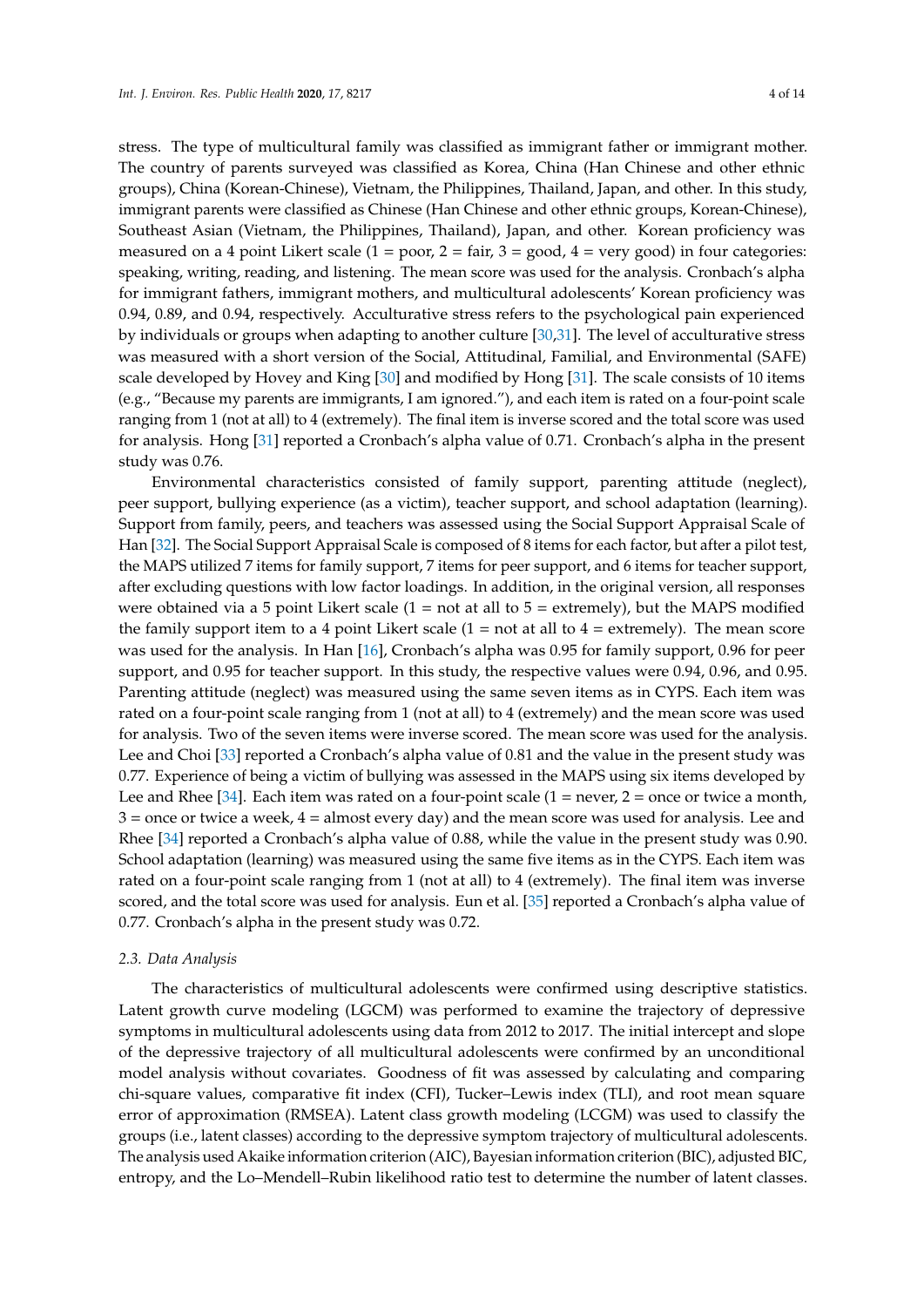stress. The type of multicultural family was classified as immigrant father or immigrant mother. The country of parents surveyed was classified as Korea, China (Han Chinese and other ethnic groups), China (Korean-Chinese), Vietnam, the Philippines, Thailand, Japan, and other. In this study, immigrant parents were classified as Chinese (Han Chinese and other ethnic groups, Korean-Chinese), Southeast Asian (Vietnam, the Philippines, Thailand), Japan, and other. Korean proficiency was measured on a 4 point Likert scale (1 = poor, 2 = fair, 3 = good, 4 = very good) in four categories: speaking, writing, reading, and listening. The mean score was used for the analysis. Cronbach's alpha for immigrant fathers, immigrant mothers, and multicultural adolescents' Korean proficiency was 0.94, 0.89, and 0.94, respectively. Acculturative stress refers to the psychological pain experienced by individuals or groups when adapting to another culture [30,31]. The level of acculturative stress was measured with a short version of the Social, Attitudinal, Familial, and Environmental (SAFE) scale developed by Hovey and King [30] and modified by Hong [31]. The scale consists of 10 items (e.g., "Because my parents are immigrants, I am ignored."), and each item is rated on a four-point scale ranging from 1 (not at all) to 4 (extremely). The final item is inverse scored and the total score was used for analysis. Hong [31] reported a Cronbach's alpha value of 0.71. Cronbach's alpha in the present study was 0.76.

Environmental characteristics consisted of family support, parenting attitude (neglect), peer support, bullying experience (as a victim), teacher support, and school adaptation (learning). Support from family, peers, and teachers was assessed using the Social Support Appraisal Scale of Han [32]. The Social Support Appraisal Scale is composed of 8 items for each factor, but after a pilot test, the MAPS utilized 7 items for family support, 7 items for peer support, and 6 items for teacher support, after excluding questions with low factor loadings. In addition, in the original version, all responses were obtained via a 5 point Likert scale (1 = not at all to 5 = extremely), but the MAPS modified the family support item to a 4 point Likert scale (1 = not at all to 4 = extremely). The mean score was used for the analysis. In Han [16], Cronbach's alpha was 0.95 for family support, 0.96 for peer support, and 0.95 for teacher support. In this study, the respective values were 0.94, 0.96, and 0.95. Parenting attitude (neglect) was measured using the same seven items as in CYPS. Each item was rated on a four-point scale ranging from 1 (not at all) to 4 (extremely) and the mean score was used for analysis. Two of the seven items were inverse scored. The mean score was used for the analysis. Lee and Choi [33] reported a Cronbach's alpha value of 0.81 and the value in the present study was 0.77. Experience of being a victim of bullying was assessed in the MAPS using six items developed by Lee and Rhee [34]. Each item was rated on a four-point scale (1 = never, 2 = once or twice a month, 3 = once or twice a week, 4 = almost every day) and the mean score was used for analysis. Lee and Rhee [34] reported a Cronbach's alpha value of 0.88, while the value in the present study was 0.90. School adaptation (learning) was measured using the same five items as in the CYPS. Each item was rated on a four-point scale ranging from 1 (not at all) to 4 (extremely). The final item was inverse scored, and the total score was used for analysis. Eun et al. [35] reported a Cronbach's alpha value of 0.77. Cronbach's alpha in the present study was 0.72.

### 2.3. Data Analysis

The characteristics of multicultural adolescents were confirmed using descriptive statistics. Latent growth curve modeling (LGCM) was performed to examine the trajectory of depressive symptoms in multicultural adolescents using data from 2012 to 2017. The initial intercept and slope of the depressive trajectory of all multicultural adolescents were confirmed by an unconditional model analysis without covariates. Goodness of fit was assessed by calculating and comparing chi-square values, comparative fit index (CFI), Tucker–Lewis index (TLI), and root mean square error of approximation (RMSEA). Latent class growth modeling (LCGM) was used to classify the groups (i.e., latent classes) according to the depressive symptom trajectory of multicultural adolescents. The analysis used Akaike information criterion (AIC), Bayesian information criterion (BIC), adjusted BIC, entropy, and the Lo–Mendell–Rubin likelihood ratio test to determine the number of latent classes.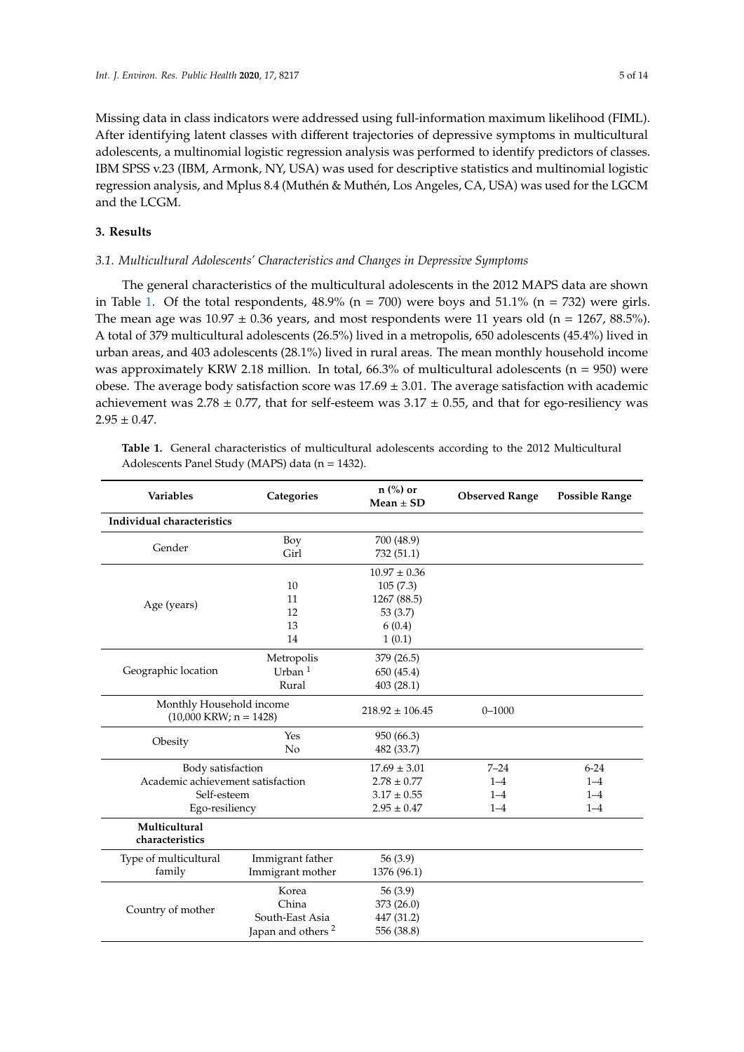Missing data in class indicators were addressed using full-information maximum likelihood (FIML). After identifying latent classes with different trajectories of depressive symptoms in multicultural adolescents, a multinomial logistic regression analysis was performed to identify predictors of classes. IBM SPSS v.23 (IBM, Armonk, NY, USA) was used for descriptive statistics and multinomial logistic regression analysis, and Mplus 8.4 (Muthén & Muthén, Los Angeles, CA, USA) was used for the LGCM and the LCGM.

## 3. Results

### 3.1. Multicultural Adolescents' Characteristics and Changes in Depressive Symptoms

The general characteristics of the multicultural adolescents in the 2012 MAPS data are shown in Table 1. Of the total respondents, 48.9% (n = 700) were boys and 51.1% (n = 732) were girls. The mean age was 10.97 ± 0.36 years, and most respondents were 11 years old (n = 1267, 88.5%). A total of 379 multicultural adolescents (26.5%) lived in a metropolis, 650 adolescents (45.4%) lived in urban areas, and 403 adolescents (28.1%) lived in rural areas. The mean monthly household income was approximately KRW 2.18 million. In total, 66.3% of multicultural adolescents (n = 950) were obese. The average body satisfaction score was 17.69 ± 3.01. The average satisfaction with academic achievement was 2.78 ± 0.77, that for self-esteem was 3.17 ± 0.55, and that for ego-resiliency was 2.95 ± 0.47.

**Table 1.** General characteristics of multicultural adolescents according to the 2012 Multicultural Adolescents Panel Study (MAPS) data (n = 1432).

| Variables | Categories | n (%) or Mean ± SD | Observed Range | Possible Range |
|---|---|---|---|---|
| **Individual characteristics** | | | | |
| Gender | Boy | 700 (48.9) | | |
| | Girl | 732 (51.1) | | |
| Age (years) | | 10.97 ± 0.36 | | |
| | 10 | 105 (7.3) | | |
| | 11 | 1267 (88.5) | | |
| | 12 | 53 (3.7) | | |
| | 13 | 6 (0.4) | | |
| | 14 | 1 (0.1) | | |
| Geographic location | Metropolis | 379 (26.5) | | |
| | Urban [1] | 650 (45.4) | | |
| | Rural | 403 (28.1) | | |
| Monthly Household income (10,000 KRW; n = 1428) | | 218.92 ± 106.45 | 0–1000 | |
| Obesity | Yes | 950 (66.3) | | |
| | No | 482 (33.7) | | |
| Body satisfaction | | 17.69 ± 3.01 | 7–24 | 6-24 |
| Academic achievement satisfaction | | 2.78 ± 0.77 | 1–4 | 1–4 |
| Self-esteem | | 3.17 ± 0.55 | 1–4 | 1–4 |
| Ego-resiliency | | 2.95 ± 0.47 | 1–4 | 1–4 |
| **Multicultural characteristics** | | | | |
| Type of multicultural family | Immigrant father | 56 (3.9) | | |
| | Immigrant mother | 1376 (96.1) | | |
| Country of mother | Korea | 56 (3.9) | | |
| | China | 373 (26.0) | | |
| | South-East Asia | 447 (31.2) | | |
| | Japan and others [2] | 556 (38.8) | | |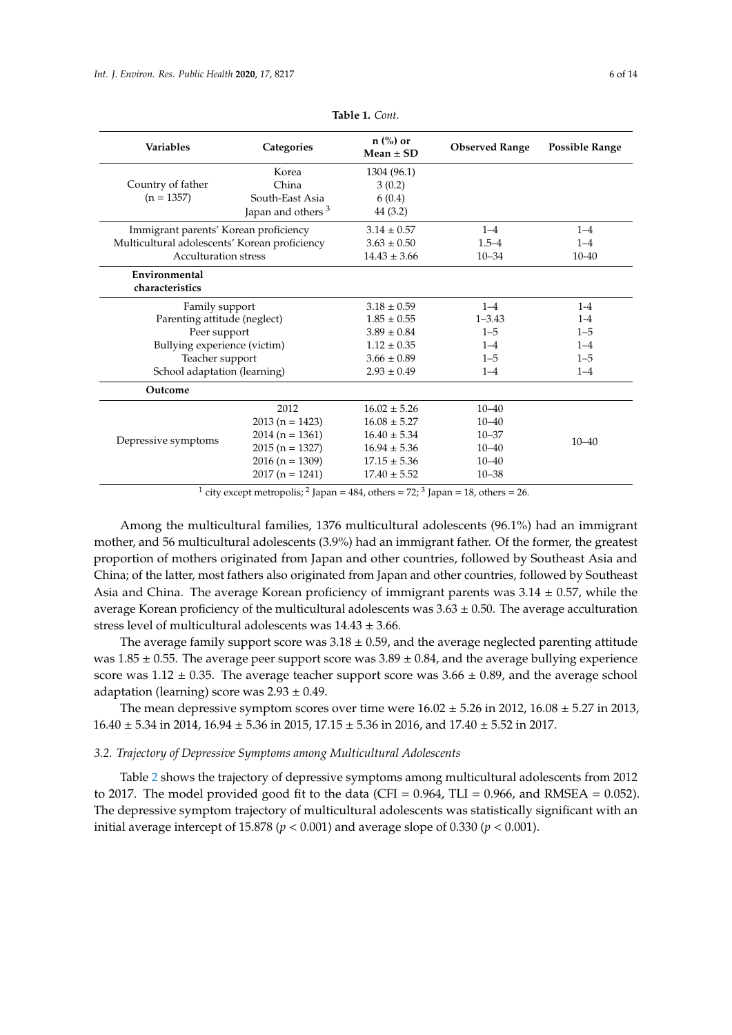**Table 1.** *Cont.*

| Variables | Categories | n (%) or Mean ± SD | Observed Range | Possible Range |
|---|---|---|---|---|
| Country of father (n = 1357) | Korea | 1304 (96.1) | | |
| | China | 3 (0.2) | | |
| | South-East Asia | 6 (0.4) | | |
| | Japan and others [3] | 44 (3.2) | | |
| Immigrant parents' Korean proficiency | | 3.14 ± 0.57 | 1–4 | 1–4 |
| Multicultural adolescents' Korean proficiency | | 3.63 ± 0.50 | 1.5–4 | 1–4 |
| Acculturation stress | | 14.43 ± 3.66 | 10–34 | 10-40 |
| **Environmental characteristics** | | | | |
| Family support | | 3.18 ± 0.59 | 1–4 | 1-4 |
| Parenting attitude (neglect) | | 1.85 ± 0.55 | 1–3.43 | 1-4 |
| Peer support | | 3.89 ± 0.84 | 1–5 | 1–5 |
| Bullying experience (victim) | | 1.12 ± 0.35 | 1–4 | 1–4 |
| Teacher support | | 3.66 ± 0.89 | 1–5 | 1–5 |
| School adaptation (learning) | | 2.93 ± 0.49 | 1–4 | 1–4 |
| **Outcome** | | | | |
| Depressive symptoms | 2012 | 16.02 ± 5.26 | 10–40 | 10–40 |
| | 2013 (n = 1423) | 16.08 ± 5.27 | 10–40 | |
| | 2014 (n = 1361) | 16.40 ± 5.34 | 10–37 | |
| | 2015 (n = 1327) | 16.94 ± 5.36 | 10–40 | |
| | 2016 (n = 1309) | 17.15 ± 5.36 | 10–40 | |
| | 2017 (n = 1241) | 17.40 ± 5.52 | 10–38 | |

[1] city except metropolis; [2] Japan = 484, others = 72; [3] Japan = 18, others = 26.

Among the multicultural families, 1376 multicultural adolescents (96.1%) had an immigrant mother, and 56 multicultural adolescents (3.9%) had an immigrant father. Of the former, the greatest proportion of mothers originated from Japan and other countries, followed by Southeast Asia and China; of the latter, most fathers also originated from Japan and other countries, followed by Southeast Asia and China. The average Korean proficiency of immigrant parents was 3.14 ± 0.57, while the average Korean proficiency of the multicultural adolescents was 3.63 ± 0.50. The average acculturation stress level of multicultural adolescents was 14.43 ± 3.66.

The average family support score was 3.18 ± 0.59, and the average neglected parenting attitude was 1.85 ± 0.55. The average peer support score was 3.89 ± 0.84, and the average bullying experience score was 1.12 ± 0.35. The average teacher support score was 3.66 ± 0.89, and the average school adaptation (learning) score was 2.93 ± 0.49.

The mean depressive symptom scores over time were 16.02 ± 5.26 in 2012, 16.08 ± 5.27 in 2013, 16.40 ± 5.34 in 2014, 16.94 ± 5.36 in 2015, 17.15 ± 5.36 in 2016, and 17.40 ± 5.52 in 2017.

### *3.2. Trajectory of Depressive Symptoms among Multicultural Adolescents*

Table 2 shows the trajectory of depressive symptoms among multicultural adolescents from 2012 to 2017. The model provided good fit to the data (CFI = 0.964, TLI = 0.966, and RMSEA = 0.052). The depressive symptom trajectory of multicultural adolescents was statistically significant with an initial average intercept of 15.878 ($p < 0.001$) and average slope of 0.330 ($p < 0.001$).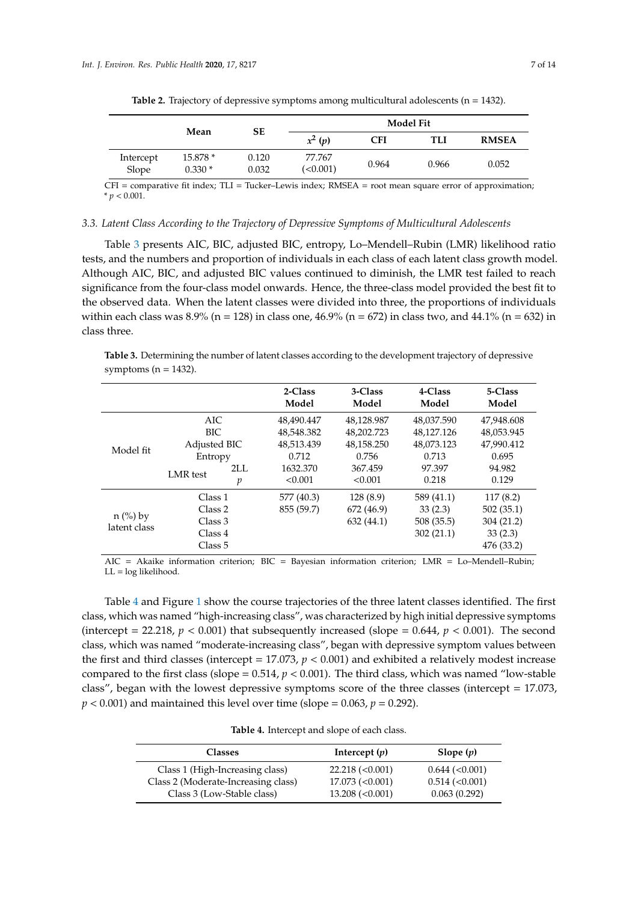**Table 2.** Trajectory of depressive symptoms among multicultural adolescents (n = 1432).

| | Mean | SE | Model Fit | | | |
|---|---|---|---|---|---|---|
| | | | $x^2$ ($p$) | CFI | TLI | RMSEA |
| Intercept | 15.878 * | 0.120 | 77.767 (<0.001) | 0.964 | 0.966 | 0.052 |
| Slope | 0.330 * | 0.032 | | | | |

CFI = comparative fit index; TLI = Tucker–Lewis index; RMSEA = root mean square error of approximation; * $p < 0.001$.

### 3.3. Latent Class According to the Trajectory of Depressive Symptoms of Multicultural Adolescents

Table 3 presents AIC, BIC, adjusted BIC, entropy, Lo–Mendell–Rubin (LMR) likelihood ratio tests, and the numbers and proportion of individuals in each class of each latent class growth model. Although AIC, BIC, and adjusted BIC values continued to diminish, the LMR test failed to reach significance from the four-class model onwards. Hence, the three-class model provided the best fit to the observed data. When the latent classes were divided into three, the proportions of individuals within each class was 8.9% (n = 128) in class one, 46.9% (n = 672) in class two, and 44.1% (n = 632) in class three.

**Table 3.** Determining the number of latent classes according to the development trajectory of depressive symptoms (n = 1432).

| | | | 2-Class Model | 3-Class Model | 4-Class Model | 5-Class Model |
|---|---|---|---|---|---|---|
| Model fit | AIC | | 48,490.447 | 48,128.987 | 48,037.590 | 47,948.608 |
| | BIC | | 48,548.382 | 48,202.723 | 48,127.126 | 48,053.945 |
| | Adjusted BIC | | 48,513.439 | 48,158.250 | 48,073.123 | 47,990.412 |
| | Entropy | | 0.712 | 0.756 | 0.713 | 0.695 |
| | LMR test | 2LL | 1632.370 | 367.459 | 97.397 | 94.982 |
| | | $p$ | <0.001 | <0.001 | 0.218 | 0.129 |
| n (%) by latent class | Class 1 | | 577 (40.3) | 128 (8.9) | 589 (41.1) | 117 (8.2) |
| | Class 2 | | 855 (59.7) | 672 (46.9) | 33 (2.3) | 502 (35.1) |
| | Class 3 | | | 632 (44.1) | 508 (35.5) | 304 (21.2) |
| | Class 4 | | | | 302 (21.1) | 33 (2.3) |
| | Class 5 | | | | | 476 (33.2) |

AIC = Akaike information criterion; BIC = Bayesian information criterion; LMR = Lo–Mendell–Rubin; LL = log likelihood.

Table 4 and Figure 1 show the course trajectories of the three latent classes identified. The first class, which was named "high-increasing class", was characterized by high initial depressive symptoms (intercept = 22.218, $p < 0.001$) that subsequently increased (slope = 0.644, $p < 0.001$). The second class, which was named "moderate-increasing class", began with depressive symptom values between the first and third classes (intercept = 17.073, $p < 0.001$) and exhibited a relatively modest increase compared to the first class (slope = 0.514, $p < 0.001$). The third class, which was named "low-stable class", began with the lowest depressive symptoms score of the three classes (intercept = 17.073, $p < 0.001$) and maintained this level over time (slope = 0.063, $p = 0.292$).

**Table 4.** Intercept and slope of each class.

| Classes | Intercept ($p$) | Slope ($p$) |
|---|---|---|
| Class 1 (High-Increasing class) | 22.218 (<0.001) | 0.644 (<0.001) |
| Class 2 (Moderate-Increasing class) | 17.073 (<0.001) | 0.514 (<0.001) |
| Class 3 (Low-Stable class) | 13.208 (<0.001) | 0.063 (0.292) |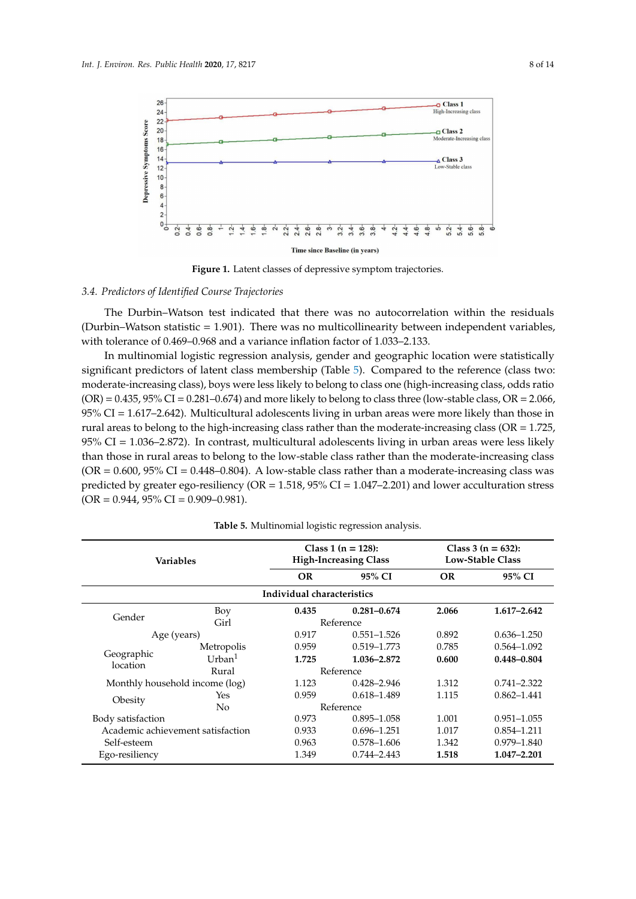Figure 1. Latent classes of depressive symptom trajectories.

### 3.4. Predictors of Identified Course Trajectories

The Durbin–Watson test indicated that there was no autocorrelation within the residuals (Durbin–Watson statistic = 1.901). There was no multicollinearity between independent variables, with tolerance of 0.469–0.968 and a variance inflation factor of 1.033–2.133.

In multinomial logistic regression analysis, gender and geographic location were statistically significant predictors of latent class membership (Table 5). Compared to the reference (class two: moderate-increasing class), boys were less likely to belong to class one (high-increasing class, odds ratio (OR) = 0.435, 95% CI = 0.281–0.674) and more likely to belong to class three (low-stable class, OR = 2.066, 95% CI = 1.617–2.642). Multicultural adolescents living in urban areas were more likely than those in rural areas to belong to the high-increasing class rather than the moderate-increasing class (OR = 1.725, 95% CI = 1.036–2.872). In contrast, multicultural adolescents living in urban areas were less likely than those in rural areas to belong to the low-stable class rather than the moderate-increasing class (OR = 0.600, 95% CI = 0.448–0.804). A low-stable class rather than a moderate-increasing class was predicted by greater ego-resiliency (OR = 1.518, 95% CI = 1.047–2.201) and lower acculturation stress (OR = 0.944, 95% CI = 0.909–0.981).

**Table 5.** Multinomial logistic regression analysis.

| Variables | | Class 1 (n = 128): High-Increasing Class | | Class 3 (n = 632): Low-Stable Class | |
|---|---|---|---|---|---|
| | | **OR** | **95% CI** | **OR** | **95% CI** |
| **Individual characteristics** | | | | | |
| Gender | Boy | **0.435** | **0.281–0.674** | **2.066** | **1.617–2.642** |
| | Girl | Reference | | | |
| Age (years) | | 0.917 | 0.551–1.526 | 0.892 | 0.636–1.250 |
| Geographic location | Metropolis | 0.959 | 0.519–1.773 | 0.785 | 0.564–1.092 |
| | Urban[1] | **1.725** | **1.036–2.872** | **0.600** | **0.448–0.804** |
| | Rural | Reference | | | |
| Monthly household income (log) | | 1.123 | 0.428–2.946 | 1.312 | 0.741–2.322 |
| Obesity | Yes | 0.959 | 0.618–1.489 | 1.115 | 0.862–1.441 |
| | No | Reference | | | |
| Body satisfaction | | 0.973 | 0.895–1.058 | 1.001 | 0.951–1.055 |
| Academic achievement satisfaction | | 0.933 | 0.696–1.251 | 1.017 | 0.854–1.211 |
| Self-esteem | | 0.963 | 0.578–1.606 | 1.342 | 0.979–1.840 |
| Ego-resiliency | | 1.349 | 0.744–2.443 | **1.518** | **1.047–2.201** |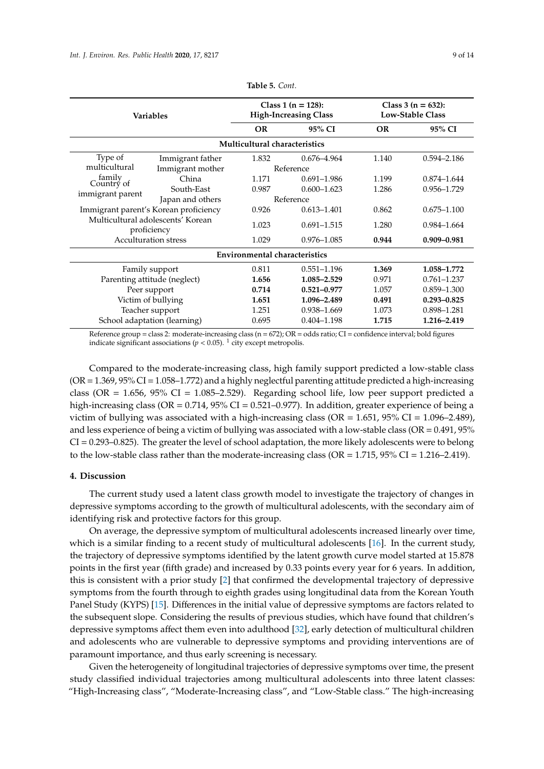**Table 5.** *Cont.*

| Variables | | Class 1 (n = 128): High-Increasing Class | | Class 3 (n = 632): Low-Stable Class | |
|---|---|---|---|---|---|
| | | **OR** | **95% CI** | **OR** | **95% CI** |
| **Multicultural characteristics** | | | | | |
| Type of multicultural family | Immigrant father | 1.832 | 0.676–4.964 | 1.140 | 0.594–2.186 |
| | Immigrant mother | Reference | | | |
| Country of immigrant parent | China | 1.171 | 0.691–1.986 | 1.199 | 0.874–1.644 |
| | South-East | 0.987 | 0.600–1.623 | 1.286 | 0.956–1.729 |
| | Japan and others | Reference | | | |
| Immigrant parent's Korean proficiency | | 0.926 | 0.613–1.401 | 0.862 | 0.675–1.100 |
| Multicultural adolescents' Korean proficiency | | 1.023 | 0.691–1.515 | 1.280 | 0.984–1.664 |
| Acculturation stress | | 1.029 | 0.976–1.085 | **0.944** | **0.909–0.981** |
| **Environmental characteristics** | | | | | |
| Family support | | 0.811 | 0.551–1.196 | **1.369** | **1.058–1.772** |
| Parenting attitude (neglect) | | **1.656** | **1.085–2.529** | 0.971 | 0.761–1.237 |
| Peer support | | **0.714** | **0.521–0.977** | 1.057 | 0.859–1.300 |
| Victim of bullying | | **1.651** | **1.096–2.489** | **0.491** | **0.293–0.825** |
| Teacher support | | 1.251 | 0.938–1.669 | 1.073 | 0.898–1.281 |
| School adaptation (learning) | | 0.695 | 0.404–1.198 | **1.715** | **1.216–2.419** |

Reference group = class 2: moderate-increasing class (n = 672); OR = odds ratio; CI = confidence interval; bold figures indicate significant associations ($p < 0.05$). [1] city except metropolis.

Compared to the moderate-increasing class, high family support predicted a low-stable class (OR = 1.369, 95% CI = 1.058–1.772) and a highly neglectful parenting attitude predicted a high-increasing class (OR = 1.656, 95% CI = 1.085–2.529). Regarding school life, low peer support predicted a high-increasing class (OR = 0.714, 95% CI = 0.521–0.977). In addition, greater experience of being a victim of bullying was associated with a high-increasing class (OR = 1.651, 95% CI = 1.096–2.489), and less experience of being a victim of bullying was associated with a low-stable class (OR = 0.491, 95% CI = 0.293–0.825). The greater the level of school adaptation, the more likely adolescents were to belong to the low-stable class rather than the moderate-increasing class (OR = 1.715, 95% CI = 1.216–2.419).

## 4. Discussion

The current study used a latent class growth model to investigate the trajectory of changes in depressive symptoms according to the growth of multicultural adolescents, with the secondary aim of identifying risk and protective factors for this group.

On average, the depressive symptom of multicultural adolescents increased linearly over time, which is a similar finding to a recent study of multicultural adolescents [16]. In the current study, the trajectory of depressive symptoms identified by the latent growth curve model started at 15.878 points in the first year (fifth grade) and increased by 0.33 points every year for 6 years. In addition, this is consistent with a prior study [2] that confirmed the developmental trajectory of depressive symptoms from the fourth through to eighth grades using longitudinal data from the Korean Youth Panel Study (KYPS) [15]. Differences in the initial value of depressive symptoms are factors related to the subsequent slope. Considering the results of previous studies, which have found that children's depressive symptoms affect them even into adulthood [32], early detection of multicultural children and adolescents who are vulnerable to depressive symptoms and providing interventions are of paramount importance, and thus early screening is necessary.

Given the heterogeneity of longitudinal trajectories of depressive symptoms over time, the present study classified individual trajectories among multicultural adolescents into three latent classes: "High-Increasing class", "Moderate-Increasing class", and "Low-Stable class." The high-increasing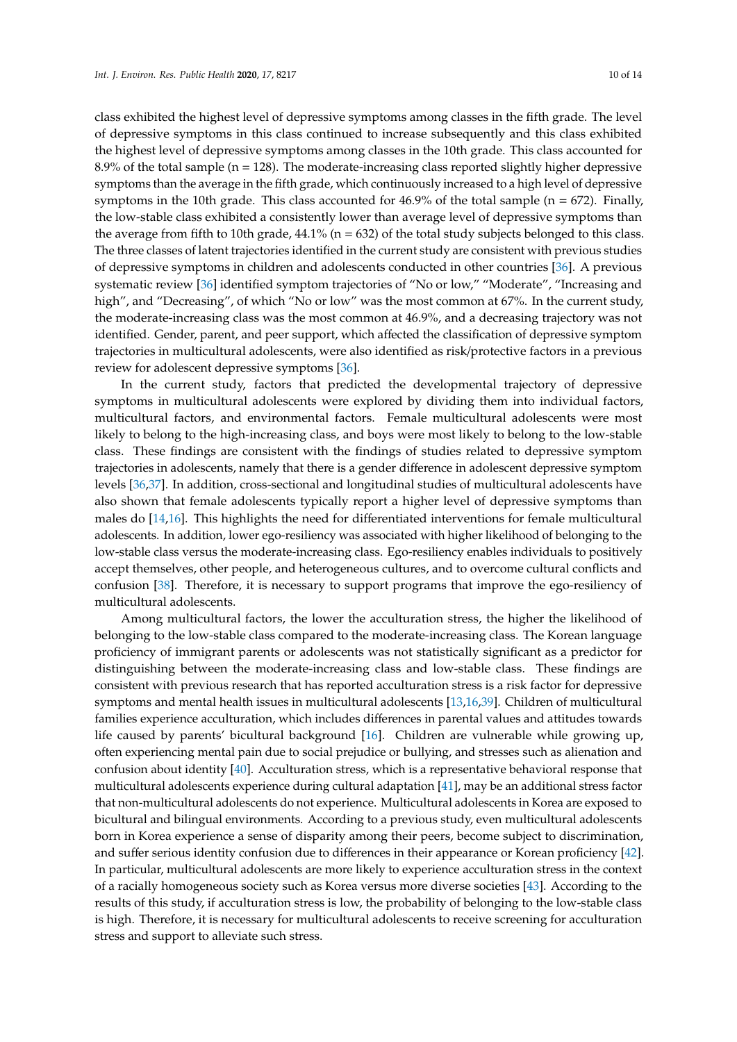class exhibited the highest level of depressive symptoms among classes in the fifth grade. The level of depressive symptoms in this class continued to increase subsequently and this class exhibited the highest level of depressive symptoms among classes in the 10th grade. This class accounted for 8.9% of the total sample (n = 128). The moderate-increasing class reported slightly higher depressive symptoms than the average in the fifth grade, which continuously increased to a high level of depressive symptoms in the 10th grade. This class accounted for 46.9% of the total sample (n = 672). Finally, the low-stable class exhibited a consistently lower than average level of depressive symptoms than the average from fifth to 10th grade, 44.1% (n = 632) of the total study subjects belonged to this class. The three classes of latent trajectories identified in the current study are consistent with previous studies of depressive symptoms in children and adolescents conducted in other countries [36]. A previous systematic review [36] identified symptom trajectories of "No or low," "Moderate", "Increasing and high", and "Decreasing", of which "No or low" was the most common at 67%. In the current study, the moderate-increasing class was the most common at 46.9%, and a decreasing trajectory was not identified. Gender, parent, and peer support, which affected the classification of depressive symptom trajectories in multicultural adolescents, were also identified as risk/protective factors in a previous review for adolescent depressive symptoms [36].

In the current study, factors that predicted the developmental trajectory of depressive symptoms in multicultural adolescents were explored by dividing them into individual factors, multicultural factors, and environmental factors. Female multicultural adolescents were most likely to belong to the high-increasing class, and boys were most likely to belong to the low-stable class. These findings are consistent with the findings of studies related to depressive symptom trajectories in adolescents, namely that there is a gender difference in adolescent depressive symptom levels [36,37]. In addition, cross-sectional and longitudinal studies of multicultural adolescents have also shown that female adolescents typically report a higher level of depressive symptoms than males do [14,16]. This highlights the need for differentiated interventions for female multicultural adolescents. In addition, lower ego-resiliency was associated with higher likelihood of belonging to the low-stable class versus the moderate-increasing class. Ego-resiliency enables individuals to positively accept themselves, other people, and heterogeneous cultures, and to overcome cultural conflicts and confusion [38]. Therefore, it is necessary to support programs that improve the ego-resiliency of multicultural adolescents.

Among multicultural factors, the lower the acculturation stress, the higher the likelihood of belonging to the low-stable class compared to the moderate-increasing class. The Korean language proficiency of immigrant parents or adolescents was not statistically significant as a predictor for distinguishing between the moderate-increasing class and low-stable class. These findings are consistent with previous research that has reported acculturation stress is a risk factor for depressive symptoms and mental health issues in multicultural adolescents [13,16,39]. Children of multicultural families experience acculturation, which includes differences in parental values and attitudes towards life caused by parents' bicultural background [16]. Children are vulnerable while growing up, often experiencing mental pain due to social prejudice or bullying, and stresses such as alienation and confusion about identity [40]. Acculturation stress, which is a representative behavioral response that multicultural adolescents experience during cultural adaptation [41], may be an additional stress factor that non-multicultural adolescents do not experience. Multicultural adolescents in Korea are exposed to bicultural and bilingual environments. According to a previous study, even multicultural adolescents born in Korea experience a sense of disparity among their peers, become subject to discrimination, and suffer serious identity confusion due to differences in their appearance or Korean proficiency [42]. In particular, multicultural adolescents are more likely to experience acculturation stress in the context of a racially homogeneous society such as Korea versus more diverse societies [43]. According to the results of this study, if acculturation stress is low, the probability of belonging to the low-stable class is high. Therefore, it is necessary for multicultural adolescents to receive screening for acculturation stress and support to alleviate such stress.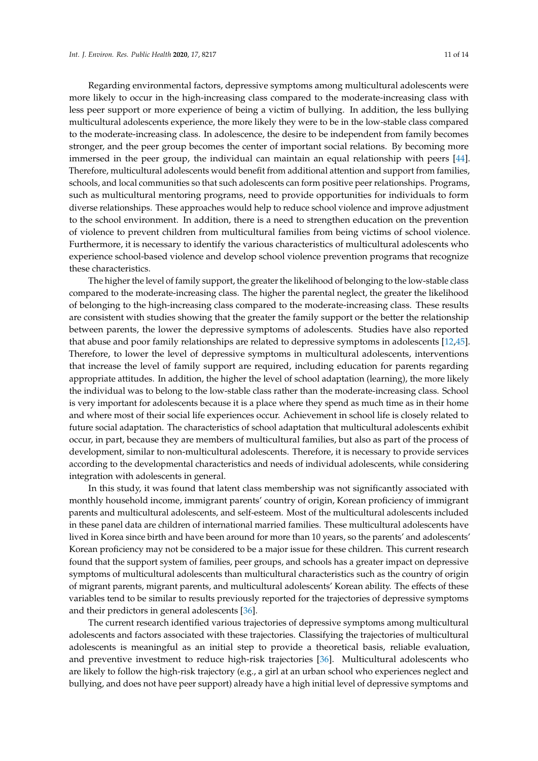Regarding environmental factors, depressive symptoms among multicultural adolescents were more likely to occur in the high-increasing class compared to the moderate-increasing class with less peer support or more experience of being a victim of bullying. In addition, the less bullying multicultural adolescents experience, the more likely they were to be in the low-stable class compared to the moderate-increasing class. In adolescence, the desire to be independent from family becomes stronger, and the peer group becomes the center of important social relations. By becoming more immersed in the peer group, the individual can maintain an equal relationship with peers [44]. Therefore, multicultural adolescents would benefit from additional attention and support from families, schools, and local communities so that such adolescents can form positive peer relationships. Programs, such as multicultural mentoring programs, need to provide opportunities for individuals to form diverse relationships. These approaches would help to reduce school violence and improve adjustment to the school environment. In addition, there is a need to strengthen education on the prevention of violence to prevent children from multicultural families from being victims of school violence. Furthermore, it is necessary to identify the various characteristics of multicultural adolescents who experience school-based violence and develop school violence prevention programs that recognize these characteristics.

The higher the level of family support, the greater the likelihood of belonging to the low-stable class compared to the moderate-increasing class. The higher the parental neglect, the greater the likelihood of belonging to the high-increasing class compared to the moderate-increasing class. These results are consistent with studies showing that the greater the family support or the better the relationship between parents, the lower the depressive symptoms of adolescents. Studies have also reported that abuse and poor family relationships are related to depressive symptoms in adolescents [12,45]. Therefore, to lower the level of depressive symptoms in multicultural adolescents, interventions that increase the level of family support are required, including education for parents regarding appropriate attitudes. In addition, the higher the level of school adaptation (learning), the more likely the individual was to belong to the low-stable class rather than the moderate-increasing class. School is very important for adolescents because it is a place where they spend as much time as in their home and where most of their social life experiences occur. Achievement in school life is closely related to future social adaptation. The characteristics of school adaptation that multicultural adolescents exhibit occur, in part, because they are members of multicultural families, but also as part of the process of development, similar to non-multicultural adolescents. Therefore, it is necessary to provide services according to the developmental characteristics and needs of individual adolescents, while considering integration with adolescents in general.

In this study, it was found that latent class membership was not significantly associated with monthly household income, immigrant parents' country of origin, Korean proficiency of immigrant parents and multicultural adolescents, and self-esteem. Most of the multicultural adolescents included in these panel data are children of international married families. These multicultural adolescents have lived in Korea since birth and have been around for more than 10 years, so the parents' and adolescents' Korean proficiency may not be considered to be a major issue for these children. This current research found that the support system of families, peer groups, and schools has a greater impact on depressive symptoms of multicultural adolescents than multicultural characteristics such as the country of origin of migrant parents, migrant parents, and multicultural adolescents' Korean ability. The effects of these variables tend to be similar to results previously reported for the trajectories of depressive symptoms and their predictors in general adolescents [36].

The current research identified various trajectories of depressive symptoms among multicultural adolescents and factors associated with these trajectories. Classifying the trajectories of multicultural adolescents is meaningful as an initial step to provide a theoretical basis, reliable evaluation, and preventive investment to reduce high-risk trajectories [36]. Multicultural adolescents who are likely to follow the high-risk trajectory (e.g., a girl at an urban school who experiences neglect and bullying, and does not have peer support) already have a high initial level of depressive symptoms and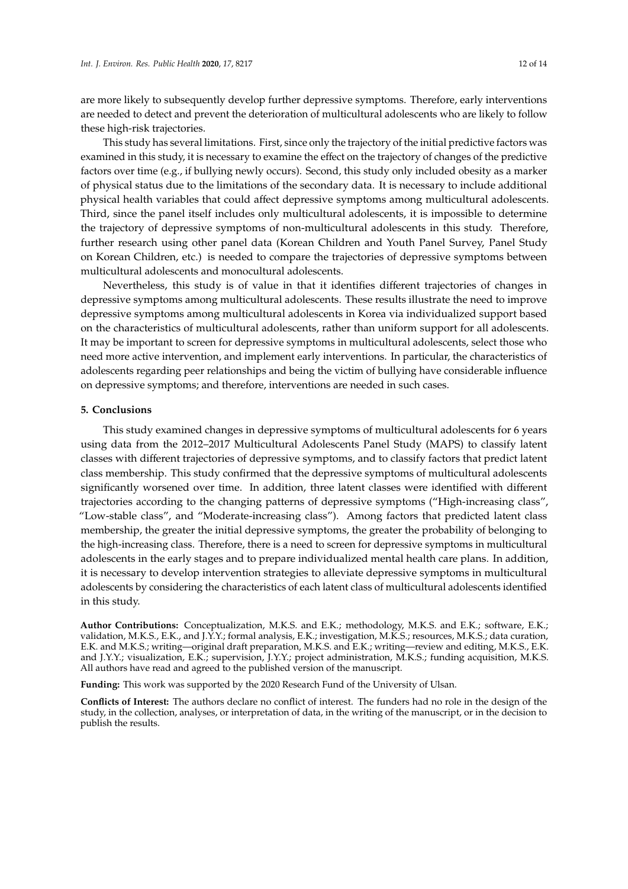are more likely to subsequently develop further depressive symptoms. Therefore, early interventions are needed to detect and prevent the deterioration of multicultural adolescents who are likely to follow these high-risk trajectories.

This study has several limitations. First, since only the trajectory of the initial predictive factors was examined in this study, it is necessary to examine the effect on the trajectory of changes of the predictive factors over time (e.g., if bullying newly occurs). Second, this study only included obesity as a marker of physical status due to the limitations of the secondary data. It is necessary to include additional physical health variables that could affect depressive symptoms among multicultural adolescents. Third, since the panel itself includes only multicultural adolescents, it is impossible to determine the trajectory of depressive symptoms of non-multicultural adolescents in this study. Therefore, further research using other panel data (Korean Children and Youth Panel Survey, Panel Study on Korean Children, etc.) is needed to compare the trajectories of depressive symptoms between multicultural adolescents and monocultural adolescents.

Nevertheless, this study is of value in that it identifies different trajectories of changes in depressive symptoms among multicultural adolescents. These results illustrate the need to improve depressive symptoms among multicultural adolescents in Korea via individualized support based on the characteristics of multicultural adolescents, rather than uniform support for all adolescents. It may be important to screen for depressive symptoms in multicultural adolescents, select those who need more active intervention, and implement early interventions. In particular, the characteristics of adolescents regarding peer relationships and being the victim of bullying have considerable influence on depressive symptoms; and therefore, interventions are needed in such cases.

## 5. Conclusions

This study examined changes in depressive symptoms of multicultural adolescents for 6 years using data from the 2012–2017 Multicultural Adolescents Panel Study (MAPS) to classify latent classes with different trajectories of depressive symptoms, and to classify factors that predict latent class membership. This study confirmed that the depressive symptoms of multicultural adolescents significantly worsened over time. In addition, three latent classes were identified with different trajectories according to the changing patterns of depressive symptoms ("High-increasing class", "Low-stable class", and "Moderate-increasing class"). Among factors that predicted latent class membership, the greater the initial depressive symptoms, the greater the probability of belonging to the high-increasing class. Therefore, there is a need to screen for depressive symptoms in multicultural adolescents in the early stages and to prepare individualized mental health care plans. In addition, it is necessary to develop intervention strategies to alleviate depressive symptoms in multicultural adolescents by considering the characteristics of each latent class of multicultural adolescents identified in this study.

**Author Contributions:** Conceptualization, M.K.S. and E.K.; methodology, M.K.S. and E.K.; software, E.K.; validation, M.K.S., E.K., and J.Y.Y.; formal analysis, E.K.; investigation, M.K.S.; resources, M.K.S.; data curation, E.K. and M.K.S.; writing—original draft preparation, M.K.S. and E.K.; writing—review and editing, M.K.S., E.K. and J.Y.Y.; visualization, E.K.; supervision, J.Y.Y.; project administration, M.K.S.; funding acquisition, M.K.S. All authors have read and agreed to the published version of the manuscript.

**Funding:** This work was supported by the 2020 Research Fund of the University of Ulsan.

**Conflicts of Interest:** The authors declare no conflict of interest. The funders had no role in the design of the study, in the collection, analyses, or interpretation of data, in the writing of the manuscript, or in the decision to publish the results.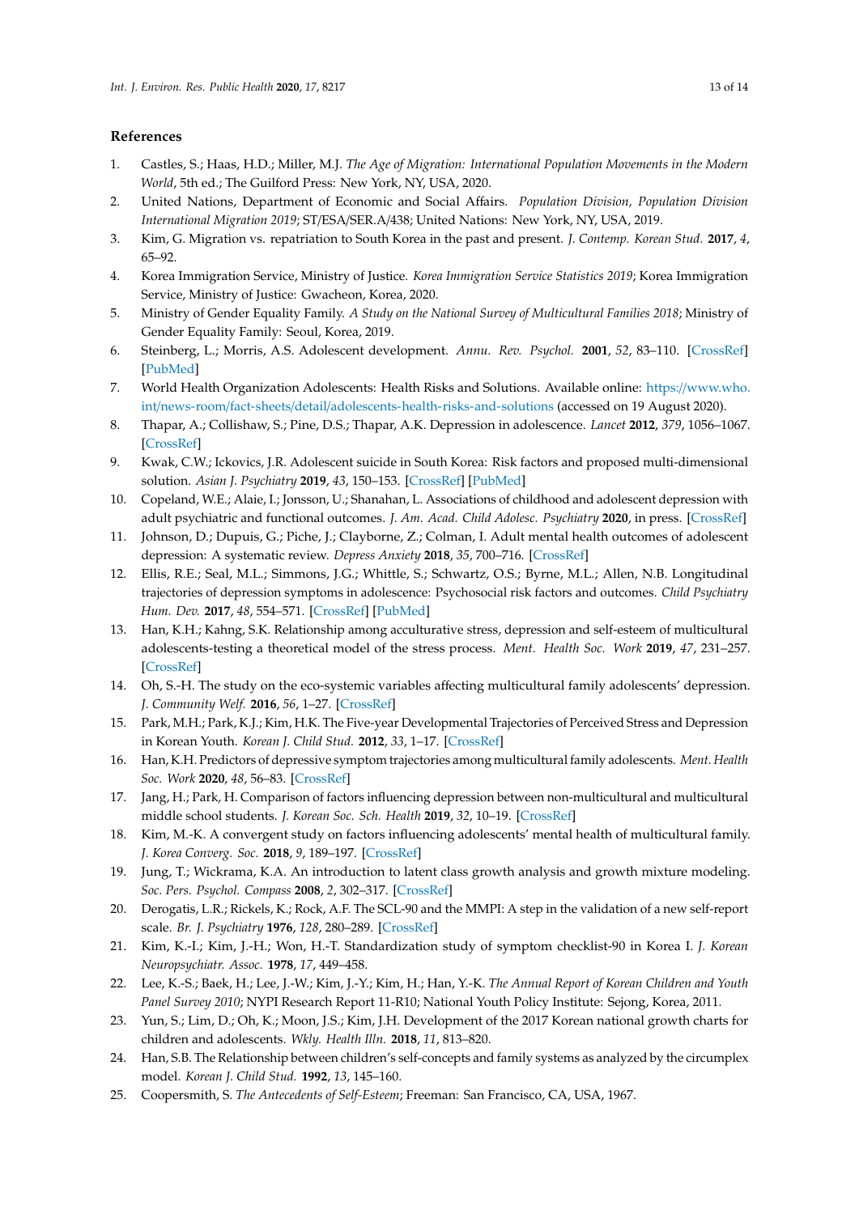## References

1. Castles, S.; Haas, H.D.; Miller, M.J. *The Age of Migration: International Population Movements in the Modern World*, 5th ed.; The Guilford Press: New York, NY, USA, 2020.
2. United Nations, Department of Economic and Social Affairs. *Population Division, Population Division International Migration 2019*; ST/ESA/SER.A/438; United Nations: New York, NY, USA, 2019.
3. Kim, G. Migration vs. repatriation to South Korea in the past and present. *J. Contemp. Korean Stud.* **2017**, *4*, 65–92.
4. Korea Immigration Service, Ministry of Justice. *Korea Immigration Service Statistics 2019*; Korea Immigration Service, Ministry of Justice: Gwacheon, Korea, 2020.
5. Ministry of Gender Equality Family. *A Study on the National Survey of Multicultural Families 2018*; Ministry of Gender Equality Family: Seoul, Korea, 2019.
6. Steinberg, L.; Morris, A.S. Adolescent development. *Annu. Rev. Psychol.* **2001**, *52*, 83–110. [CrossRef] [PubMed]
7. World Health Organization Adolescents: Health Risks and Solutions. Available online: https://www.who.int/news-room/fact-sheets/detail/adolescents-health-risks-and-solutions (accessed on 19 August 2020).
8. Thapar, A.; Collishaw, S.; Pine, D.S.; Thapar, A.K. Depression in adolescence. *Lancet* **2012**, *379*, 1056–1067. [CrossRef]
9. Kwak, C.W.; Ickovics, J.R. Adolescent suicide in South Korea: Risk factors and proposed multi-dimensional solution. *Asian J. Psychiatry* **2019**, *43*, 150–153. [CrossRef] [PubMed]
10. Copeland, W.E.; Alaie, I.; Jonsson, U.; Shanahan, L. Associations of childhood and adolescent depression with adult psychiatric and functional outcomes. *J. Am. Acad. Child Adolesc. Psychiatry* **2020**, in press. [CrossRef]
11. Johnson, D.; Dupuis, G.; Piche, J.; Clayborne, Z.; Colman, I. Adult mental health outcomes of adolescent depression: A systematic review. *Depress Anxiety* **2018**, *35*, 700–716. [CrossRef]
12. Ellis, R.E.; Seal, M.L.; Simmons, J.G.; Whittle, S.; Schwartz, O.S.; Byrne, M.L.; Allen, N.B. Longitudinal trajectories of depression symptoms in adolescence: Psychosocial risk factors and outcomes. *Child Psychiatry Hum. Dev.* **2017**, *48*, 554–571. [CrossRef] [PubMed]
13. Han, K.H.; Kahng, S.K. Relationship among acculturative stress, depression and self-esteem of multicultural adolescents-testing a theoretical model of the stress process. *Ment. Health Soc. Work* **2019**, *47*, 231–257. [CrossRef]
14. Oh, S.-H. The study on the eco-systemic variables affecting multicultural family adolescents' depression. *J. Community Welf.* **2016**, *56*, 1–27. [CrossRef]
15. Park, M.H.; Park, K.J.; Kim, H.K. The Five-year Developmental Trajectories of Perceived Stress and Depression in Korean Youth. *Korean J. Child Stud.* **2012**, *33*, 1–17. [CrossRef]
16. Han, K.H. Predictors of depressive symptom trajectories among multicultural family adolescents. *Ment. Health Soc. Work* **2020**, *48*, 56–83. [CrossRef]
17. Jang, H.; Park, H. Comparison of factors influencing depression between non-multicultural and multicultural middle school students. *J. Korean Soc. Sch. Health* **2019**, *32*, 10–19. [CrossRef]
18. Kim, M.-K. A convergent study on factors influencing adolescents' mental health of multicultural family. *J. Korea Converg. Soc.* **2018**, *9*, 189–197. [CrossRef]
19. Jung, T.; Wickrama, K.A. An introduction to latent class growth analysis and growth mixture modeling. *Soc. Pers. Psychol. Compass* **2008**, *2*, 302–317. [CrossRef]
20. Derogatis, L.R.; Rickels, K.; Rock, A.F. The SCL-90 and the MMPI: A step in the validation of a new self-report scale. *Br. J. Psychiatry* **1976**, *128*, 280–289. [CrossRef]
21. Kim, K.-I.; Kim, J.-H.; Won, H.-T. Standardization study of symptom checklist-90 in Korea I. *J. Korean Neuropsychiatr. Assoc.* **1978**, *17*, 449–458.
22. Lee, K.-S.; Baek, H.; Lee, J.-W.; Kim, J.-Y.; Kim, H.; Han, Y.-K. *The Annual Report of Korean Children and Youth Panel Survey 2010*; NYPI Research Report 11-R10; National Youth Policy Institute: Sejong, Korea, 2011.
23. Yun, S.; Lim, D.; Oh, K.; Moon, J.S.; Kim, J.H. Development of the 2017 Korean national growth charts for children and adolescents. *Wkly. Health Illn.* **2018**, *11*, 813–820.
24. Han, S.B. The Relationship between children's self-concepts and family systems as analyzed by the circumplex model. *Korean J. Child Stud.* **1992**, *13*, 145–160.
25. Coopersmith, S. *The Antecedents of Self-Esteem*; Freeman: San Francisco, CA, USA, 1967.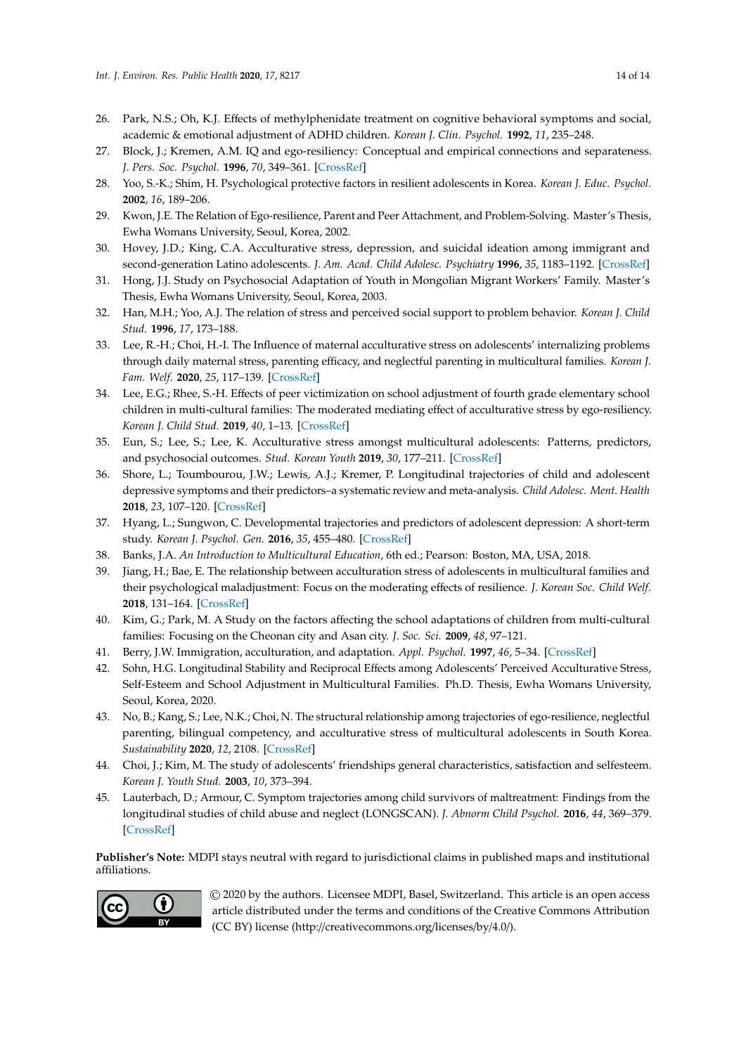26. Park, N.S.; Oh, K.J. Effects of methylphenidate treatment on cognitive behavioral symptoms and social, academic & emotional adjustment of ADHD children. *Korean J. Clin. Psychol.* **1992**, *11*, 235–248.
27. Block, J.; Kremen, A.M. IQ and ego-resiliency: Conceptual and empirical connections and separateness. *J. Pers. Soc. Psychol.* **1996**, *70*, 349–361. [CrossRef]
28. Yoo, S.-K.; Shim, H. Psychological protective factors in resilient adolescents in Korea. *Korean J. Educ. Psychol.* **2002**, *16*, 189–206.
29. Kwon, J.E. The Relation of Ego-resilience, Parent and Peer Attachment, and Problem-Solving. Master's Thesis, Ewha Womans University, Seoul, Korea, 2002.
30. Hovey, J.D.; King, C.A. Acculturative stress, depression, and suicidal ideation among immigrant and second-generation Latino adolescents. *J. Am. Acad. Child Adolesc. Psychiatry* **1996**, *35*, 1183–1192. [CrossRef]
31. Hong, J.J. Study on Psychosocial Adaptation of Youth in Mongolian Migrant Workers' Family. Master's Thesis, Ewha Womans University, Seoul, Korea, 2003.
32. Han, M.H.; Yoo, A.J. The relation of stress and perceived social support to problem behavior. *Korean J. Child Stud.* **1996**, *17*, 173–188.
33. Lee, R.-H.; Choi, H.-I. The Influence of maternal acculturative stress on adolescents' internalizing problems through daily maternal stress, parenting efficacy, and neglectful parenting in multicultural families. *Korean J. Fam. Welf.* **2020**, *25*, 117–139. [CrossRef]
34. Lee, E.G.; Rhee, S.-H. Effects of peer victimization on school adjustment of fourth grade elementary school children in multi-cultural families: The moderated mediating effect of acculturative stress by ego-resiliency. *Korean J. Child Stud.* **2019**, *40*, 1–13. [CrossRef]
35. Eun, S.; Lee, S.; Lee, K. Acculturative stress amongst multicultural adolescents: Patterns, predictors, and psychosocial outcomes. *Stud. Korean Youth* **2019**, *30*, 177–211. [CrossRef]
36. Shore, L.; Toumbourou, J.W.; Lewis, A.J.; Kremer, P. Longitudinal trajectories of child and adolescent depressive symptoms and their predictors–a systematic review and meta-analysis. *Child Adolesc. Ment. Health* **2018**, *23*, 107–120. [CrossRef]
37. Hyang, L.; Sungwon, C. Developmental trajectories and predictors of adolescent depression: A short-term study. *Korean J. Psychol. Gen.* **2016**, *35*, 455–480. [CrossRef]
38. Banks, J.A. *An Introduction to Multicultural Education*, 6th ed.; Pearson: Boston, MA, USA, 2018.
39. Jiang, H.; Bae, E. The relationship between acculturation stress of adolescents in multicultural families and their psychological maladjustment: Focus on the moderating effects of resilience. *J. Korean Soc. Child Welf.* **2018**, 131–164. [CrossRef]
40. Kim, G.; Park, M. A Study on the factors affecting the school adaptations of children from multi-cultural families: Focusing on the Cheonan city and Asan city. *J. Soc. Sci.* **2009**, *48*, 97–121.
41. Berry, J.W. Immigration, acculturation, and adaptation. *Appl. Psychol.* **1997**, *46*, 5–34. [CrossRef]
42. Sohn, H.G. Longitudinal Stability and Reciprocal Effects among Adolescents' Perceived Acculturative Stress, Self-Esteem and School Adjustment in Multicultural Families. Ph.D. Thesis, Ewha Womans University, Seoul, Korea, 2020.
43. No, B.; Kang, S.; Lee, N.K.; Choi, N. The structural relationship among trajectories of ego-resilience, neglectful parenting, bilingual competency, and acculturative stress of multicultural adolescents in South Korea. *Sustainability* **2020**, *12*, 2108. [CrossRef]
44. Choi, J.; Kim, M. The study of adolescents' friendships general characteristics, satisfaction and selfesteem. *Korean J. Youth Stud.* **2003**, *10*, 373–394.
45. Lauterbach, D.; Armour, C. Symptom trajectories among child survivors of maltreatment: Findings from the longitudinal studies of child abuse and neglect (LONGSCAN). *J. Abnorm Child Psychol.* **2016**, *44*, 369–379. [CrossRef]

**Publisher's Note:** MDPI stays neutral with regard to jurisdictional claims in published maps and institutional affiliations.

© 2020 by the authors. Licensee MDPI, Basel, Switzerland. This article is an open access article distributed under the terms and conditions of the Creative Commons Attribution (CC BY) license (http://creativecommons.org/licenses/by/4.0/).